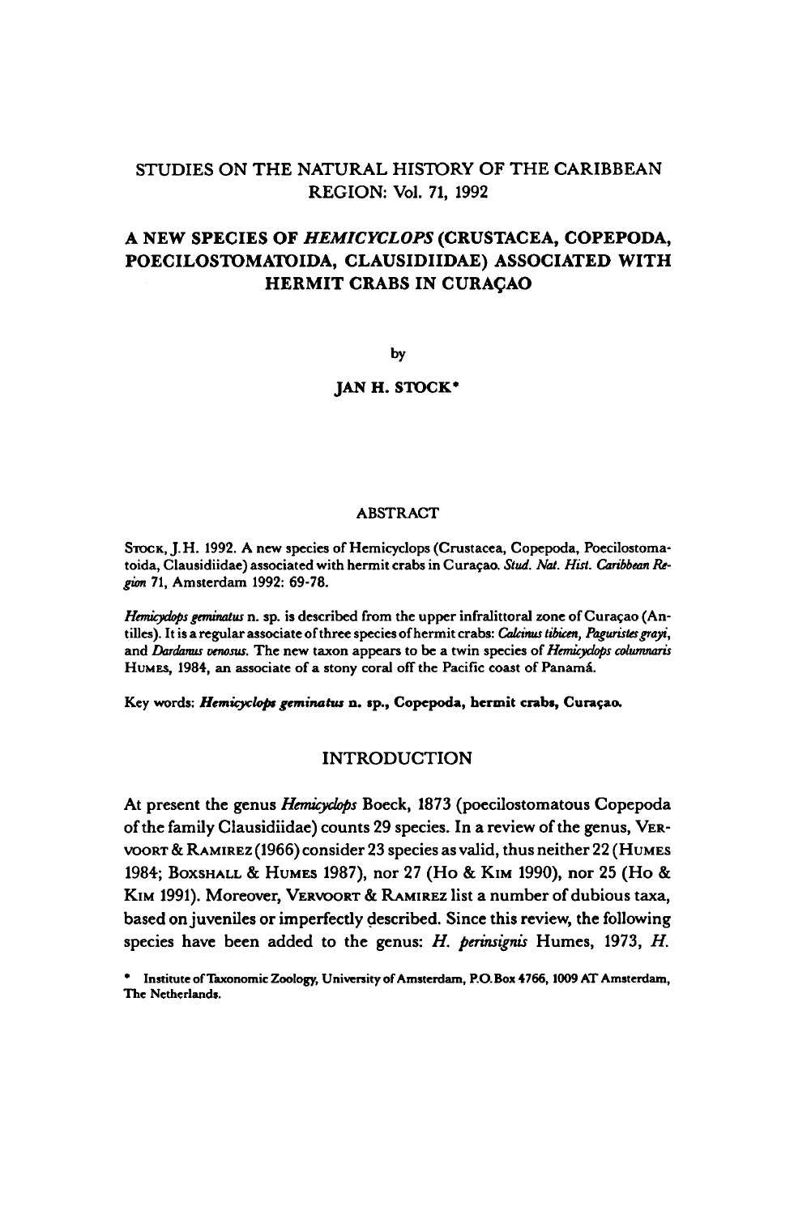STUDIES ON THE NATURAL HISTORY OF THE CARIBBEAN REGION: Vol. 71, 1992

# A NEW SPECIES OF *HEMICYCLOPS* (CRUSTACEA, COPEPODA, POECILOSTOMATOIDA, CLAUSIDIIDAE) ASSOCIATED WITH HERMIT CRABS IN CURAÇAO

by

**JAN H. STOCK***

## ABSTRACT

Stock, J.H. 1992. A new species of Hemicyclops (Crustacea, Copepoda, Poecilostomatoida, Clausidiidae) associated with hermit crabs in Curaçao. *Stud. Nat. Hist. Caribbean Region* 71, Amsterdam 1992: 69-78.

*Hemicyclops geminatus* n. sp. is described from the upper infralittoral zone of Curaçao (Antilles). It is a regular associate of three species of hermit crabs: *Calcinus tibicen*, *Paguristes grayi*, and *Dardanus venosus*. The new taxon appears to be a twin species of *Hemicyclops columnaris* Humes, 1984, an associate of a stony coral off the Pacific coast of Panamá.

Key words: ***Hemicyclops geminatus*** **n. sp., Copepoda, hermit crabs, Curaçao.**

## INTRODUCTION

At present the genus *Hemicyclops* Boeck, 1873 (poecilostomatous Copepoda of the family Clausidiidae) counts 29 species. In a review of the genus, Vervoort & Ramirez (1966) consider 23 species as valid, thus neither 22 (Humes 1984; Boxshall & Humes 1987), nor 27 (Ho & Kim 1990), nor 25 (Ho & Kim 1991). Moreover, Vervoort & Ramirez list a number of dubious taxa, based on juveniles or imperfectly described. Since this review, the following species have been added to the genus: *H. perinsignis* Humes, 1973, *H.*

* Institute of Taxonomic Zoology, University of Amsterdam, P.O. Box 4766, 1009 AT Amsterdam, The Netherlands.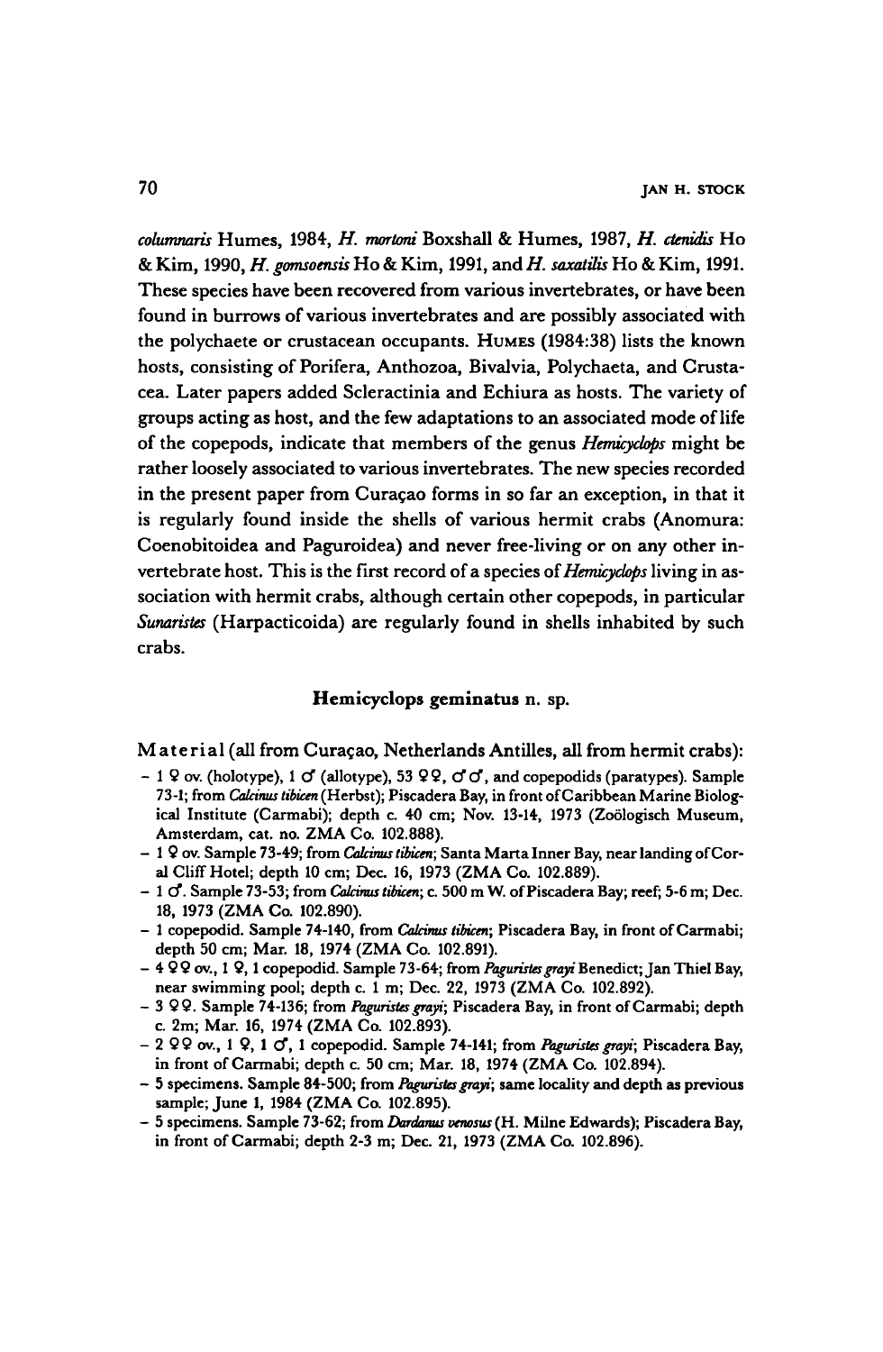*columnaris* Humes, 1984, *H. mortoni* Boxshall & Humes, 1987, *H. ctenidis* Ho & Kim, 1990, *H. gomsoensis* Ho & Kim, 1991, and *H. saxatilis* Ho & Kim, 1991. These species have been recovered from various invertebrates, or have been found in burrows of various invertebrates and are possibly associated with the polychaete or crustacean occupants. HUMES (1984:38) lists the known hosts, consisting of Porifera, Anthozoa, Bivalvia, Polychaeta, and Crustacea. Later papers added Scleractinia and Echiura as hosts. The variety of groups acting as host, and the few adaptations to an associated mode of life of the copepods, indicate that members of the genus *Hemicyclops* might be rather loosely associated to various invertebrates. The new species recorded in the present paper from Curaçao forms in so far an exception, in that it is regularly found inside the shells of various hermit crabs (Anomura: Coenobitoidea and Paguroidea) and never free-living or on any other invertebrate host. This is the first record of a species of *Hemicyclops* living in association with hermit crabs, although certain other copepods, in particular *Sunaristes* (Harpacticoida) are regularly found in shells inhabited by such crabs.

## Hemicyclops geminatus n. sp.

Material (all from Curaçao, Netherlands Antilles, all from hermit crabs):

- 1 ♀ ov. (holotype), 1 ♂ (allotype), 53 ♀♀, ♂♂, and copepodids (paratypes). Sample 73-1; from *Calcinus tibicen* (Herbst); Piscadera Bay, in front of Caribbean Marine Biological Institute (Carmabi); depth c. 40 cm; Nov. 13-14, 1973 (Zoölogisch Museum, Amsterdam, cat. no. ZMA Co. 102.888).
- 1 ♀ ov. Sample 73-49; from *Calcinus tibicen*; Santa Marta Inner Bay, near landing of Coral Cliff Hotel; depth 10 cm; Dec. 16, 1973 (ZMA Co. 102.889).
- 1 ♂. Sample 73-53; from *Calcinus tibicen*; c. 500 m W. of Piscadera Bay; reef; 5-6 m; Dec. 18, 1973 (ZMA Co. 102.890).
- 1 copepodid. Sample 74-140, from *Calcinus tibicen*; Piscadera Bay, in front of Carmabi; depth 50 cm; Mar. 18, 1974 (ZMA Co. 102.891).
- 4 ♀♀ ov., 1 ♀, 1 copepodid. Sample 73-64; from *Paguristes grayi* Benedict; Jan Thiel Bay, near swimming pool; depth c. 1 m; Dec. 22, 1973 (ZMA Co. 102.892).
- 3 ♀♀. Sample 74-136; from *Paguristes grayi*; Piscadera Bay, in front of Carmabi; depth c. 2m; Mar. 16, 1974 (ZMA Co. 102.893).
- 2 ♀♀ ov., 1 ♀, 1 ♂, 1 copepodid. Sample 74-141; from *Paguristes grayi*; Piscadera Bay, in front of Carmabi; depth c. 50 cm; Mar. 18, 1974 (ZMA Co. 102.894).
- 5 specimens. Sample 84-500; from *Paguristes grayi*; same locality and depth as previous sample; June 1, 1984 (ZMA Co. 102.895).
- 5 specimens. Sample 73-62; from *Dardanus venosus* (H. Milne Edwards); Piscadera Bay, in front of Carmabi; depth 2-3 m; Dec. 21, 1973 (ZMA Co. 102.896).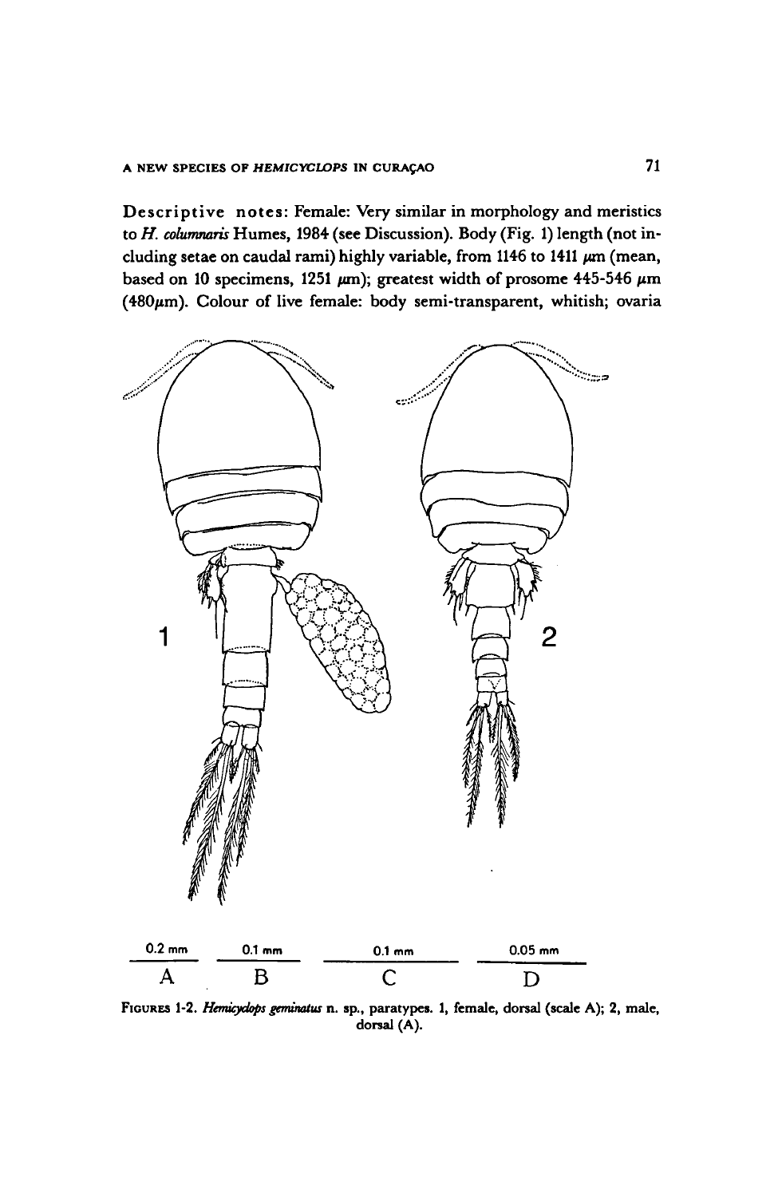**Descriptive notes:** Female: Very similar in morphology and meristics to *H. columnaris* Humes, 1984 (see Discussion). Body (Fig. 1) length (not including setae on caudal rami) highly variable, from 1146 to 1411 μm (mean, based on 10 specimens, 1251 μm); greatest width of prosome 445-546 μm (480μm). Colour of live female: body semi-transparent, whitish; ovaria

0.2 mm A — 0.1 mm B — 0.1 mm C — 0.05 mm D

FIGURES 1-2. *Hemicyclops geminatus* n. sp., paratypes. 1, female, dorsal (scale A); 2, male, dorsal (A).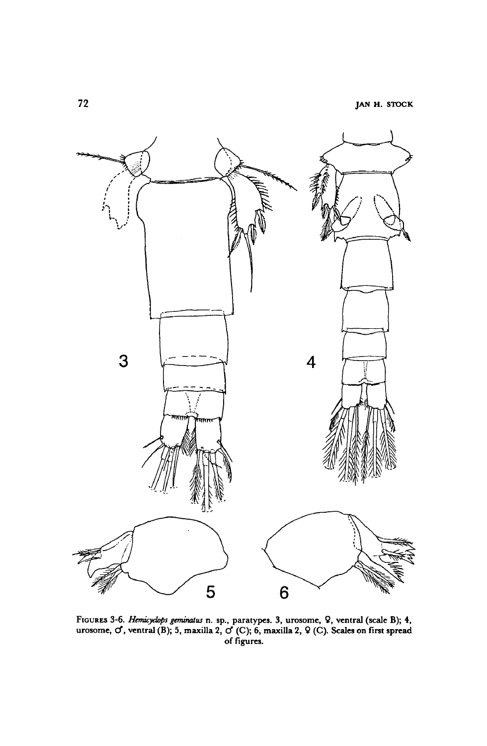FIGURES 3-6. *Hemicyclops geminatus* n. sp., paratypes. 3, urosome, ♀, ventral (scale B); 4, urosome, ♂, ventral (B); 5, maxilla 2, ♂ (C); 6, maxilla 2, ♀ (C). Scales on first spread of figures.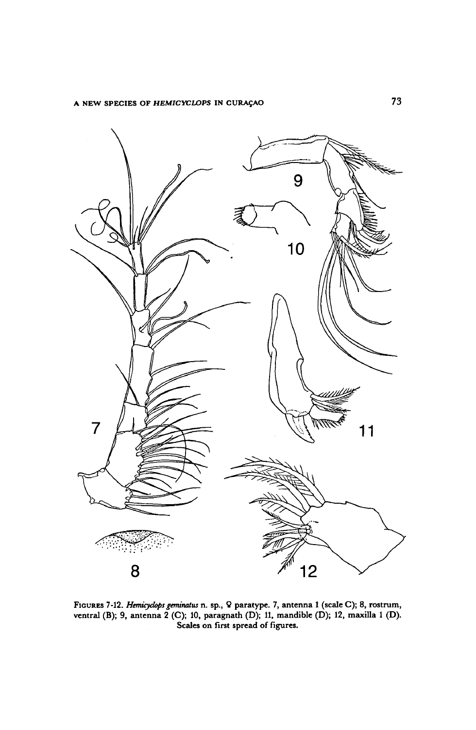FIGURES 7-12. *Hemicyclops geminatus* n. sp., ♀ paratype. 7, antenna 1 (scale C); 8, rostrum, ventral (B); 9, antenna 2 (C); 10, paragnath (D); 11, mandible (D); 12, maxilla 1 (D). Scales on first spread of figures.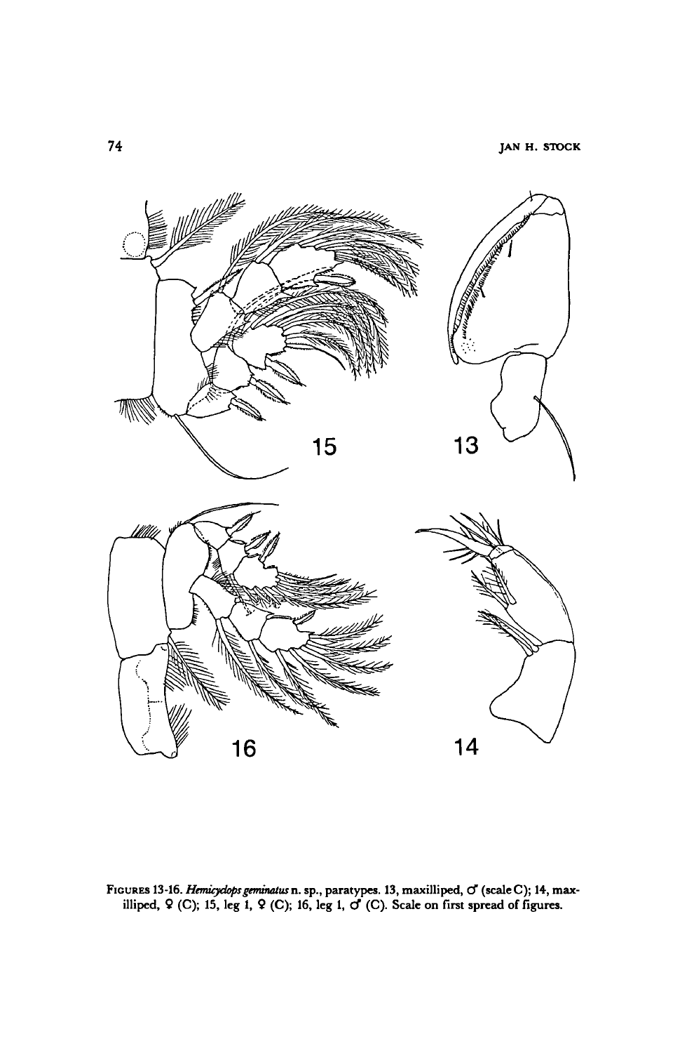FIGURES 13-16. *Hemicyclops geminatus* n. sp., paratypes. 13, maxilliped, ♂ (scale C); 14, maxilliped, ♀ (C); 15, leg 1, ♀ (C); 16, leg 1, ♂ (C). Scale on first spread of figures.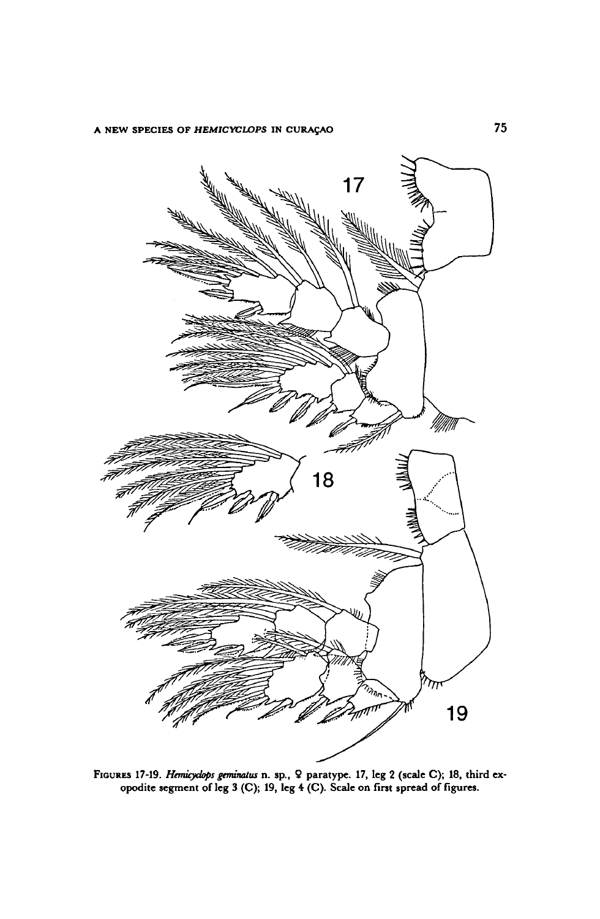FIGURES 17-19. *Hemicyclops geminatus* n. sp., ♀ paratype. 17, leg 2 (scale C); 18, third exopodite segment of leg 3 (C); 19, leg 4 (C). Scale on first spread of figures.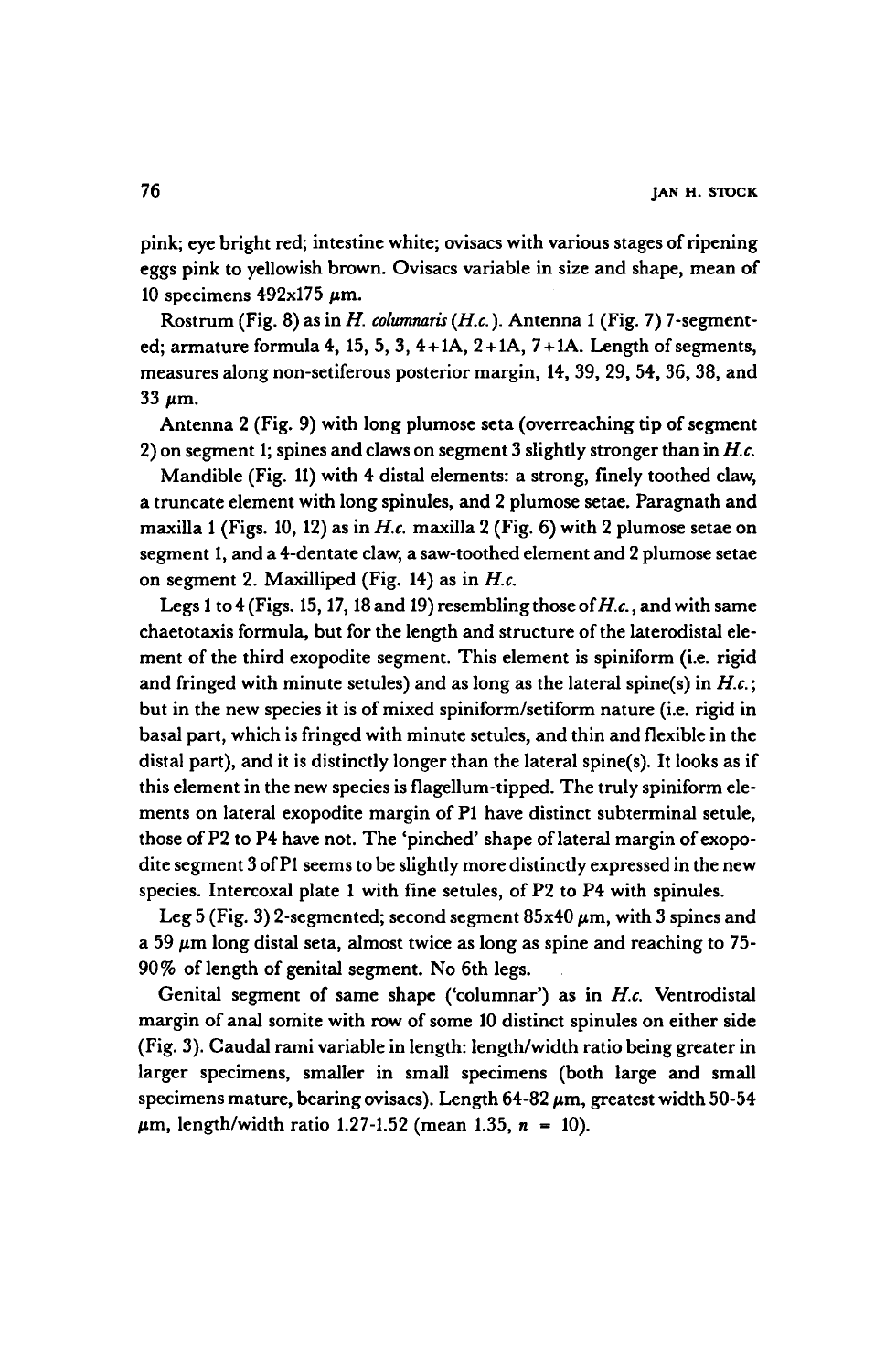pink; eye bright red; intestine white; ovisacs with various stages of ripening eggs pink to yellowish brown. Ovisacs variable in size and shape, mean of 10 specimens 492x175 μm.

Rostrum (Fig. 8) as in *H. columnaris* (*H.c.*). Antenna 1 (Fig. 7) 7-segmented; armature formula 4, 15, 5, 3, 4+1A, 2+1A, 7+1A. Length of segments, measures along non-setiferous posterior margin, 14, 39, 29, 54, 36, 38, and 33 μm.

Antenna 2 (Fig. 9) with long plumose seta (overreaching tip of segment 2) on segment 1; spines and claws on segment 3 slightly stronger than in *H.c.*

Mandible (Fig. 11) with 4 distal elements: a strong, finely toothed claw, a truncate element with long spinules, and 2 plumose setae. Paragnath and maxilla 1 (Figs. 10, 12) as in *H.c.* maxilla 2 (Fig. 6) with 2 plumose setae on segment 1, and a 4-dentate claw, a saw-toothed element and 2 plumose setae on segment 2. Maxilliped (Fig. 14) as in *H.c.*

Legs 1 to 4 (Figs. 15, 17, 18 and 19) resembling those of *H.c.*, and with same chaetotaxis formula, but for the length and structure of the laterodistal element of the third exopodite segment. This element is spiniform (i.e. rigid and fringed with minute setules) and as long as the lateral spine(s) in *H.c.*; but in the new species it is of mixed spiniform/setiform nature (i.e. rigid in basal part, which is fringed with minute setules, and thin and flexible in the distal part), and it is distinctly longer than the lateral spine(s). It looks as if this element in the new species is flagellum-tipped. The truly spiniform elements on lateral exopodite margin of P1 have distinct subterminal setule, those of P2 to P4 have not. The 'pinched' shape of lateral margin of exopodite segment 3 of P1 seems to be slightly more distinctly expressed in the new species. Intercoxal plate 1 with fine setules, of P2 to P4 with spinules.

Leg 5 (Fig. 3) 2-segmented; second segment 85x40 μm, with 3 spines and a 59 μm long distal seta, almost twice as long as spine and reaching to 75-90% of length of genital segment. No 6th legs.

Genital segment of same shape ('columnar') as in *H.c.* Ventrodistal margin of anal somite with row of some 10 distinct spinules on either side (Fig. 3). Caudal rami variable in length: length/width ratio being greater in larger specimens, smaller in small specimens (both large and small specimens mature, bearing ovisacs). Length 64-82 μm, greatest width 50-54 μm, length/width ratio 1.27-1.52 (mean 1.35, $n = 10$).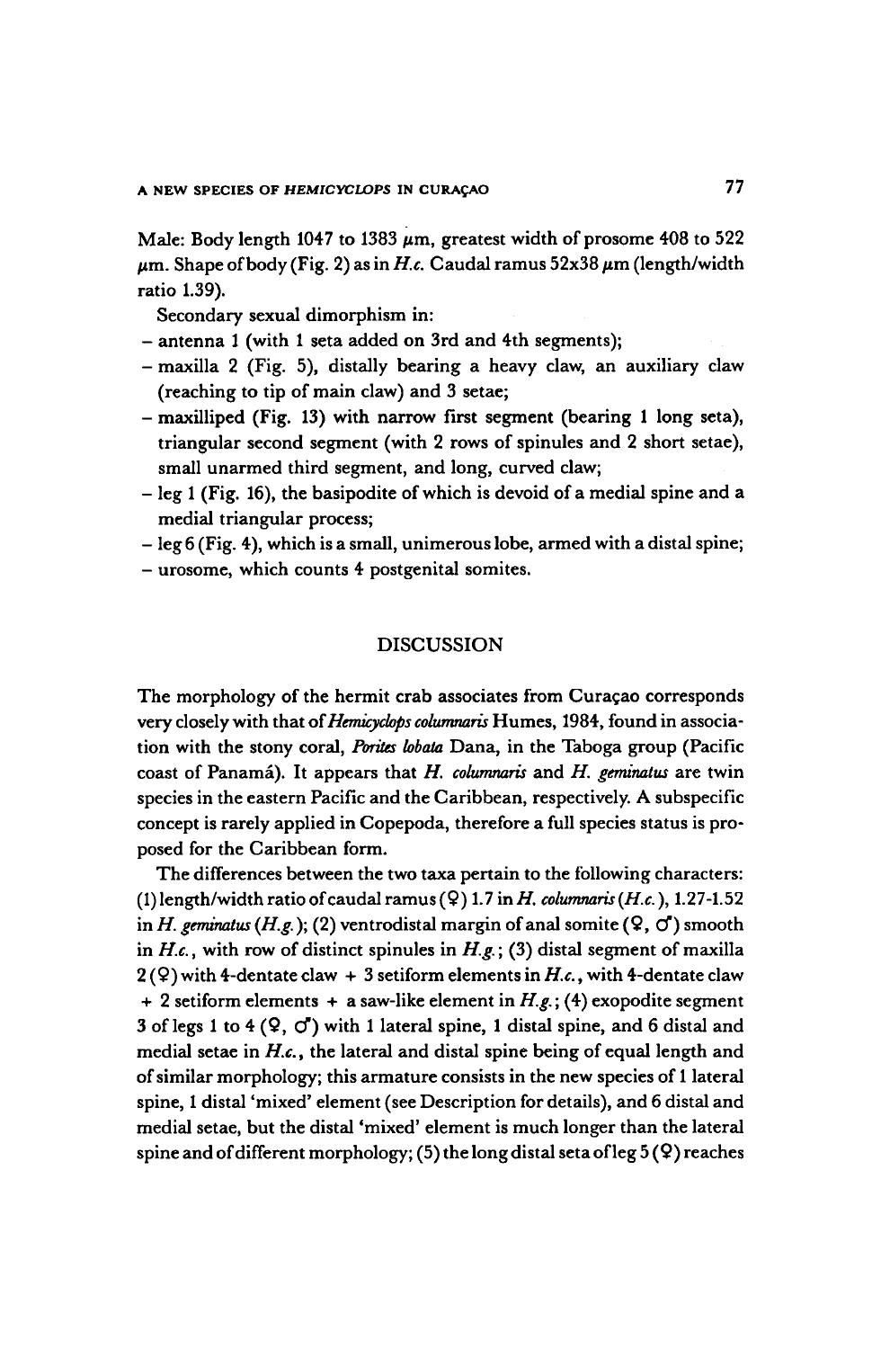Male: Body length 1047 to 1383 μm, greatest width of prosome 408 to 522 μm. Shape of body (Fig. 2) as in *H.c.* Caudal ramus 52x38 μm (length/width ratio 1.39).

Secondary sexual dimorphism in:

- antenna 1 (with 1 seta added on 3rd and 4th segments);
- maxilla 2 (Fig. 5), distally bearing a heavy claw, an auxiliary claw (reaching to tip of main claw) and 3 setae;
- maxilliped (Fig. 13) with narrow first segment (bearing 1 long seta), triangular second segment (with 2 rows of spinules and 2 short setae), small unarmed third segment, and long, curved claw;
- leg 1 (Fig. 16), the basipodite of which is devoid of a medial spine and a medial triangular process;
- leg 6 (Fig. 4), which is a small, unimerous lobe, armed with a distal spine;
- urosome, which counts 4 postgenital somites.

## DISCUSSION

The morphology of the hermit crab associates from Curaçao corresponds very closely with that of *Hemicyclops columnaris* Humes, 1984, found in association with the stony coral, *Porites lobata* Dana, in the Taboga group (Pacific coast of Panamá). It appears that *H. columnaris* and *H. geminatus* are twin species in the eastern Pacific and the Caribbean, respectively. A subspecific concept is rarely applied in Copepoda, therefore a full species status is proposed for the Caribbean form.

The differences between the two taxa pertain to the following characters: (1) length/width ratio of caudal ramus (♀) 1.7 in *H. columnaris* (*H.c.*), 1.27-1.52 in *H. geminatus* (*H.g.*); (2) ventrodistal margin of anal somite (♀, ♂) smooth in *H.c.*, with row of distinct spinules in *H.g.*; (3) distal segment of maxilla 2 (♀) with 4-dentate claw + 3 setiform elements in *H.c.*, with 4-dentate claw + 2 setiform elements + a saw-like element in *H.g.*; (4) exopodite segment 3 of legs 1 to 4 (♀, ♂) with 1 lateral spine, 1 distal spine, and 6 distal and medial setae in *H.c.*, the lateral and distal spine being of equal length and of similar morphology; this armature consists in the new species of 1 lateral spine, 1 distal 'mixed' element (see Description for details), and 6 distal and medial setae, but the distal 'mixed' element is much longer than the lateral spine and of different morphology; (5) the long distal seta of leg 5 (♀) reaches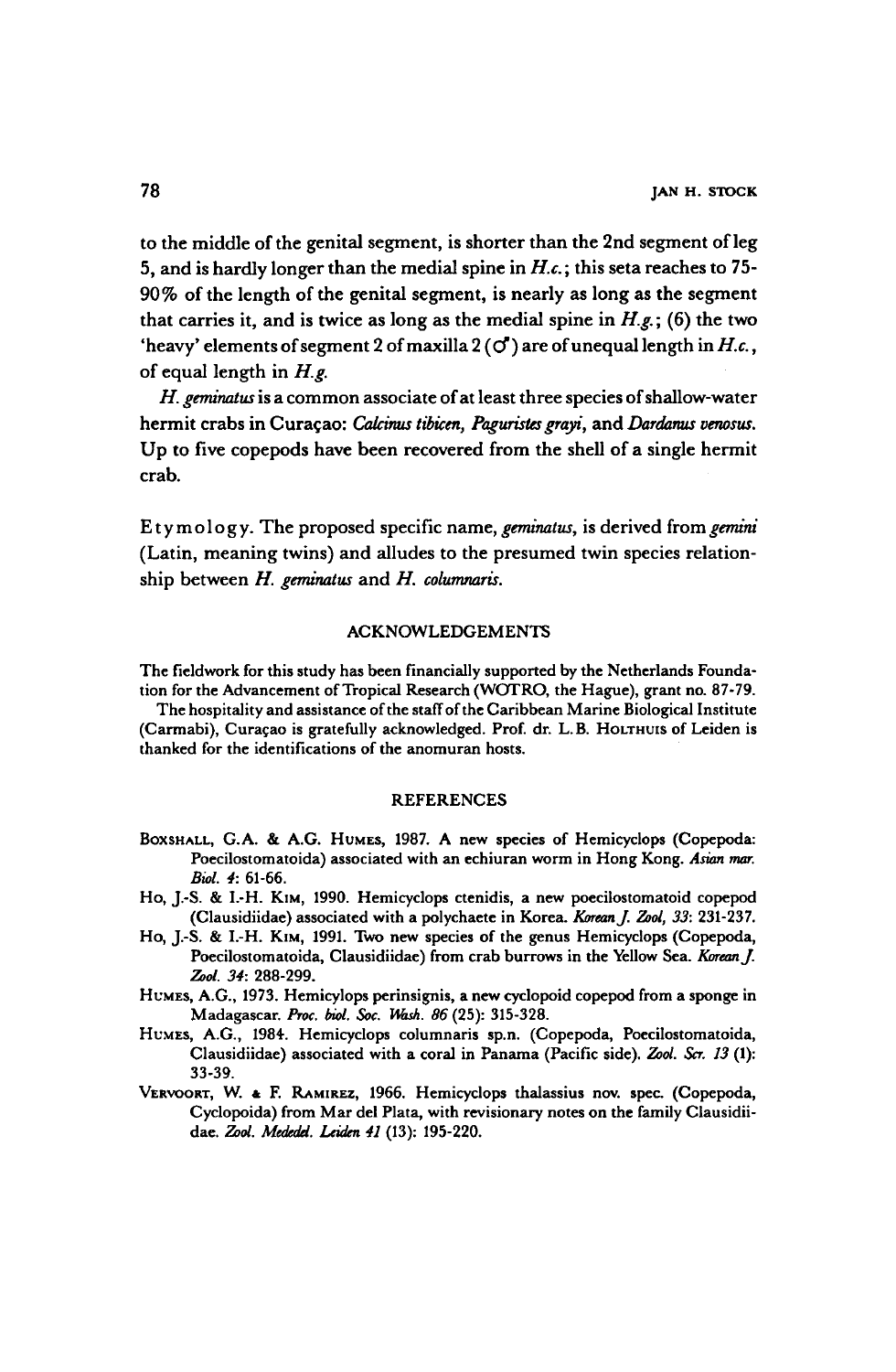to the middle of the genital segment, is shorter than the 2nd segment of leg 5, and is hardly longer than the medial spine in *H.c.*; this seta reaches to 75-90% of the length of the genital segment, is nearly as long as the segment that carries it, and is twice as long as the medial spine in *H.g.*; (6) the two 'heavy' elements of segment 2 of maxilla 2 (♂) are of unequal length in *H.c.*, of equal length in *H.g.*

*H. geminatus* is a common associate of at least three species of shallow-water hermit crabs in Curaçao: *Calcinus tibicen*, *Paguristes grayi*, and *Dardanus venosus*. Up to five copepods have been recovered from the shell of a single hermit crab.

Etymology. The proposed specific name, *geminatus*, is derived from *gemini* (Latin, meaning twins) and alludes to the presumed twin species relationship between *H. geminatus* and *H. columnaris*.

## ACKNOWLEDGEMENTS

The fieldwork for this study has been financially supported by the Netherlands Foundation for the Advancement of Tropical Research (WOTRO, the Hague), grant no. 87-79.

The hospitality and assistance of the staff of the Caribbean Marine Biological Institute (Carmabi), Curaçao is gratefully acknowledged. Prof. dr. L. B. Holthuis of Leiden is thanked for the identifications of the anomuran hosts.

## REFERENCES

Boxshall, G.A. & A.G. Humes, 1987. A new species of Hemicyclops (Copepoda: Poecilostomatoida) associated with an echiuran worm in Hong Kong. *Asian mar. Biol. 4*: 61-66.

Ho, J.-S. & I.-H. Kim, 1990. Hemicyclops ctenidis, a new poecilostomatoid copepod (Clausidiidae) associated with a polychaete in Korea. *Korean J. Zool, 33*: 231-237.

Ho, J.-S. & I.-H. Kim, 1991. Two new species of the genus Hemicyclops (Copepoda, Poecilostomatoida, Clausidiidae) from crab burrows in the Yellow Sea. *Korean J. Zool. 34*: 288-299.

Humes, A.G., 1973. Hemicylops perinsignis, a new cyclopoid copepod from a sponge in Madagascar. *Proc. biol. Soc. Wash. 86* (25): 315-328.

Humes, A.G., 1984. Hemicyclops columnaris sp.n. (Copepoda, Poecilostomatoida, Clausidiidae) associated with a coral in Panama (Pacific side). *Zool. Scr. 13* (1): 33-39.

Vervoort, W. & F. Ramirez, 1966. Hemicyclops thalassius nov. spec. (Copepoda, Cyclopoida) from Mar del Plata, with revisionary notes on the family Clausidiidae. *Zool. Mededel. Leiden 41* (13): 195-220.